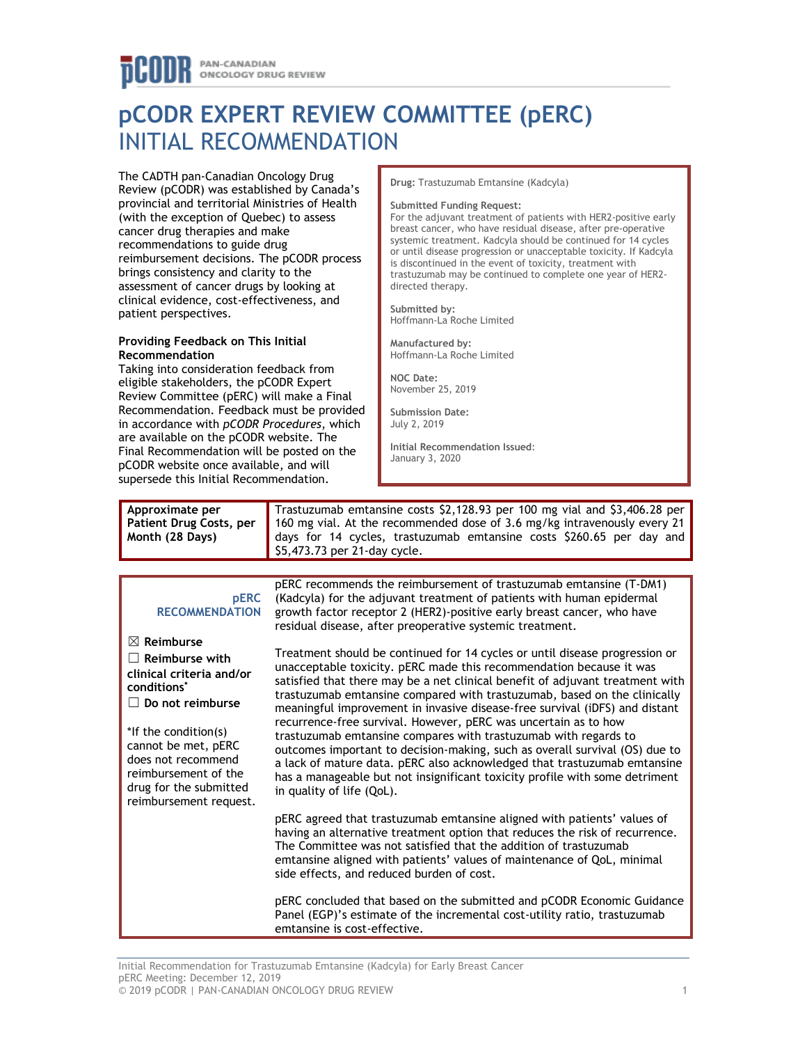# pCODR EXPERT REVIEW COMMITTEE (pERC) INITIAL RECOMMENDATION

The CADTH pan-Canadian Oncology Drug Review (pCODR) was established by Canada's provincial and territorial Ministries of Health (with the exception of Quebec) to assess cancer drug therapies and make recommendations to guide drug reimbursement decisions. The pCODR process brings consistency and clarity to the assessment of cancer drugs by looking at clinical evidence, cost-effectiveness, and patient perspectives.

**Providing Feedback on This Initial Recommendation**

Taking into consideration feedback from eligible stakeholders, the pCODR Expert Review Committee (pERC) will make a Final Recommendation. Feedback must be provided in accordance with *pCODR Procedures*, which are available on the pCODR website. The Final Recommendation will be posted on the pCODR website once available, and will supersede this Initial Recommendation.

**Drug:** Trastuzumab Emtansine (Kadcyla)

**Submitted Funding Request:**
For the adjuvant treatment of patients with HER2-positive early breast cancer, who have residual disease, after pre-operative systemic treatment. Kadcyla should be continued for 14 cycles or until disease progression or unacceptable toxicity. If Kadcyla is discontinued in the event of toxicity, treatment with trastuzumab may be continued to complete one year of HER2-directed therapy.

**Submitted by:**
Hoffmann-La Roche Limited

**Manufactured by:**
Hoffmann-La Roche Limited

**NOC Date:**
November 25, 2019

**Submission Date:**
July 2, 2019

**Initial Recommendation Issued:**
January 3, 2020

| **Approximate per Patient Drug Costs, per Month (28 Days)** | Trastuzumab emtansine costs $2,128.93 per 100 mg vial and $3,406.28 per 160 mg vial. At the recommended dose of 3.6 mg/kg intravenously every 21 days for 14 cycles, trastuzumab emtansine costs $260.65 per day and $5,473.73 per 21-day cycle. |
|---|---|

**pERC RECOMMENDATION**

☒ **Reimburse**

☐ **Reimburse with clinical criteria and/or conditions***

☐ **Do not reimburse**

*If the condition(s) cannot be met, pERC does not recommend reimbursement of the drug for the submitted reimbursement request.

pERC recommends the reimbursement of trastuzumab emtansine (T-DM1) (Kadcyla) for the adjuvant treatment of patients with human epidermal growth factor receptor 2 (HER2)-positive early breast cancer, who have residual disease, after preoperative systemic treatment.

Treatment should be continued for 14 cycles or until disease progression or unacceptable toxicity. pERC made this recommendation because it was satisfied that there may be a net clinical benefit of adjuvant treatment with trastuzumab emtansine compared with trastuzumab, based on the clinically meaningful improvement in invasive disease-free survival (iDFS) and distant recurrence-free survival. However, pERC was uncertain as to how trastuzumab emtansine compares with trastuzumab with regards to outcomes important to decision-making, such as overall survival (OS) due to a lack of mature data. pERC also acknowledged that trastuzumab emtansine has a manageable but not insignificant toxicity profile with some detriment in quality of life (QoL).

pERC agreed that trastuzumab emtansine aligned with patients' values of having an alternative treatment option that reduces the risk of recurrence. The Committee was not satisfied that the addition of trastuzumab emtansine aligned with patients' values of maintenance of QoL, minimal side effects, and reduced burden of cost.

pERC concluded that based on the submitted and pCODR Economic Guidance Panel (EGP)'s estimate of the incremental cost-utility ratio, trastuzumab emtansine is cost-effective.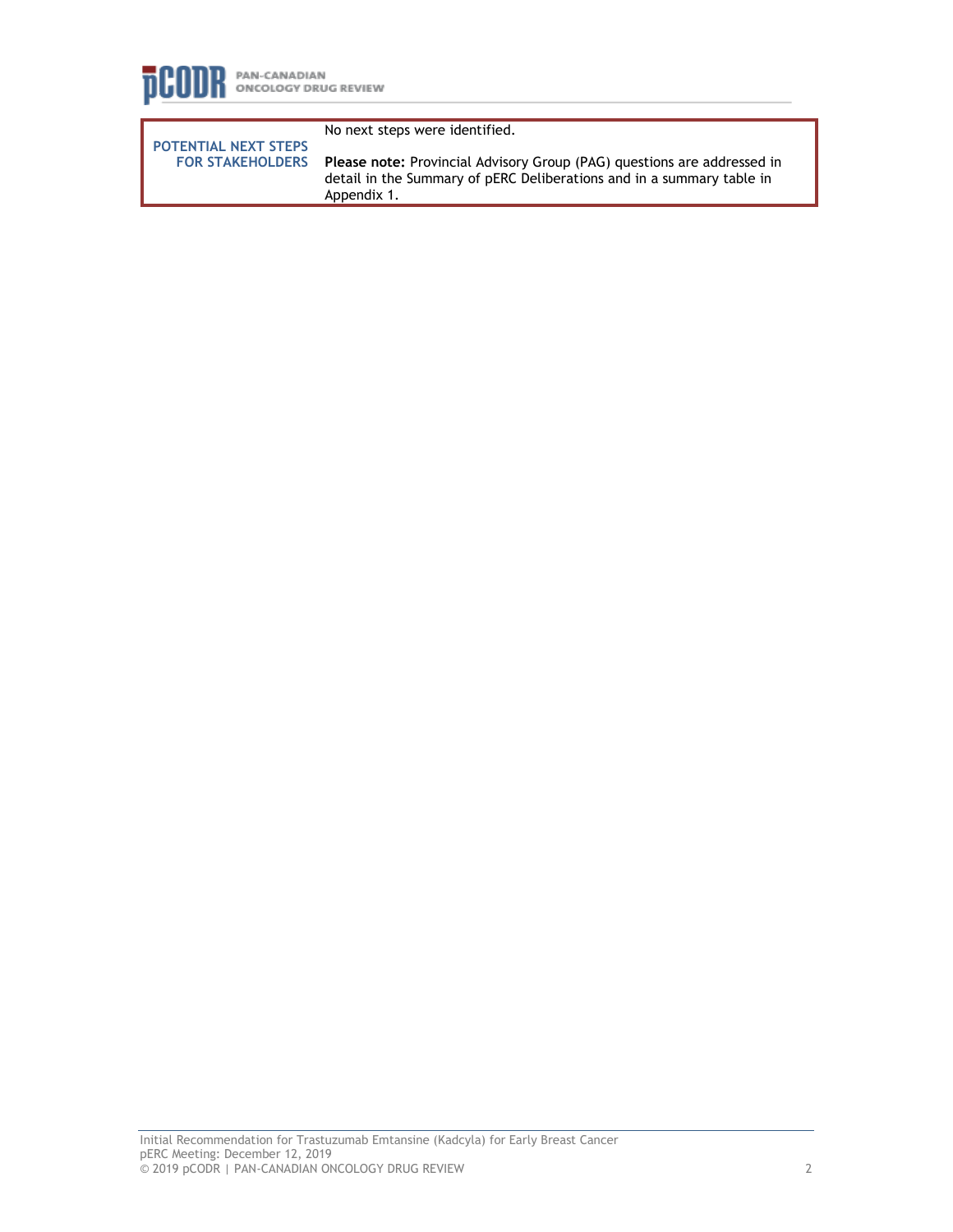| POTENTIAL NEXT STEPS FOR STAKEHOLDERS | No next steps were identified.<br><br>**Please note:** Provincial Advisory Group (PAG) questions are addressed in detail in the Summary of pERC Deliberations and in a summary table in Appendix 1. |
|---|---|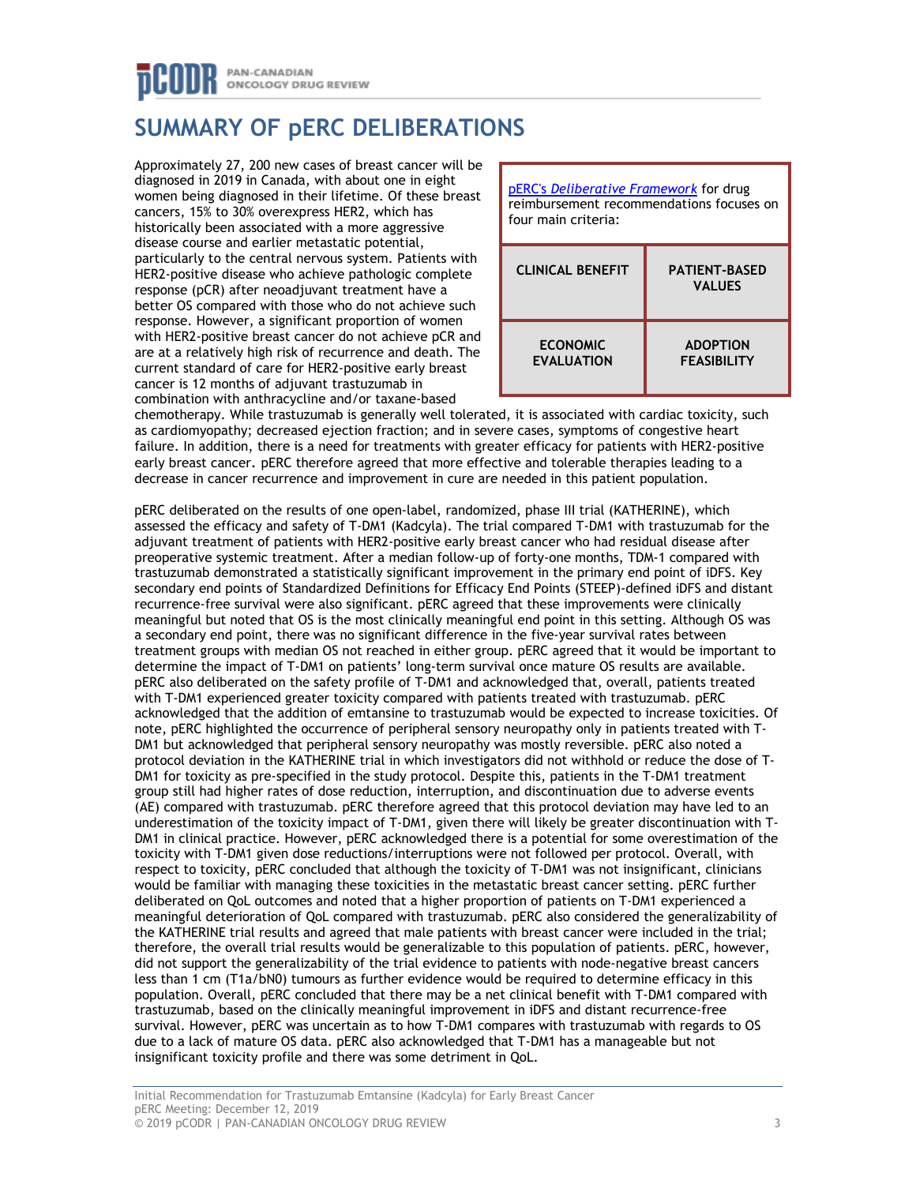# SUMMARY OF pERC DELIBERATIONS

pERC's *Deliberative Framework* for drug reimbursement recommendations focuses on four main criteria:

| CLINICAL BENEFIT | PATIENT-BASED VALUES |
|---|---|
| ECONOMIC EVALUATION | ADOPTION FEASIBILITY |

Approximately 27, 200 new cases of breast cancer will be diagnosed in 2019 in Canada, with about one in eight women being diagnosed in their lifetime. Of these breast cancers, 15% to 30% overexpress HER2, which has historically been associated with a more aggressive disease course and earlier metastatic potential, particularly to the central nervous system. Patients with HER2-positive disease who achieve pathologic complete response (pCR) after neoadjuvant treatment have a better OS compared with those who do not achieve such response. However, a significant proportion of women with HER2-positive breast cancer do not achieve pCR and are at a relatively high risk of recurrence and death. The current standard of care for HER2-positive early breast cancer is 12 months of adjuvant trastuzumab in combination with anthracycline and/or taxane-based chemotherapy. While trastuzumab is generally well tolerated, it is associated with cardiac toxicity, such as cardiomyopathy; decreased ejection fraction; and in severe cases, symptoms of congestive heart failure. In addition, there is a need for treatments with greater efficacy for patients with HER2-positive early breast cancer. pERC therefore agreed that more effective and tolerable therapies leading to a decrease in cancer recurrence and improvement in cure are needed in this patient population.

pERC deliberated on the results of one open-label, randomized, phase III trial (KATHERINE), which assessed the efficacy and safety of T-DM1 (Kadcyla). The trial compared T-DM1 with trastuzumab for the adjuvant treatment of patients with HER2-positive early breast cancer who had residual disease after preoperative systemic treatment. After a median follow-up of forty-one months, TDM-1 compared with trastuzumab demonstrated a statistically significant improvement in the primary end point of iDFS. Key secondary end points of Standardized Definitions for Efficacy End Points (STEEP)-defined iDFS and distant recurrence-free survival were also significant. pERC agreed that these improvements were clinically meaningful but noted that OS is the most clinically meaningful end point in this setting. Although OS was a secondary end point, there was no significant difference in the five-year survival rates between treatment groups with median OS not reached in either group. pERC agreed that it would be important to determine the impact of T-DM1 on patients' long-term survival once mature OS results are available. pERC also deliberated on the safety profile of T-DM1 and acknowledged that, overall, patients treated with T-DM1 experienced greater toxicity compared with patients treated with trastuzumab. pERC acknowledged that the addition of emtansine to trastuzumab would be expected to increase toxicities. Of note, pERC highlighted the occurrence of peripheral sensory neuropathy only in patients treated with T-DM1 but acknowledged that peripheral sensory neuropathy was mostly reversible. pERC also noted a protocol deviation in the KATHERINE trial in which investigators did not withhold or reduce the dose of T-DM1 for toxicity as pre-specified in the study protocol. Despite this, patients in the T-DM1 treatment group still had higher rates of dose reduction, interruption, and discontinuation due to adverse events (AE) compared with trastuzumab. pERC therefore agreed that this protocol deviation may have led to an underestimation of the toxicity impact of T-DM1, given there will likely be greater discontinuation with T-DM1 in clinical practice. However, pERC acknowledged there is a potential for some overestimation of the toxicity with T-DM1 given dose reductions/interruptions were not followed per protocol. Overall, with respect to toxicity, pERC concluded that although the toxicity of T-DM1 was not insignificant, clinicians would be familiar with managing these toxicities in the metastatic breast cancer setting. pERC further deliberated on QoL outcomes and noted that a higher proportion of patients on T-DM1 experienced a meaningful deterioration of QoL compared with trastuzumab. pERC also considered the generalizability of the KATHERINE trial results and agreed that male patients with breast cancer were included in the trial; therefore, the overall trial results would be generalizable to this population of patients. pERC, however, did not support the generalizability of the trial evidence to patients with node-negative breast cancers less than 1 cm (T1a/bN0) tumours as further evidence would be required to determine efficacy in this population. Overall, pERC concluded that there may be a net clinical benefit with T-DM1 compared with trastuzumab, based on the clinically meaningful improvement in iDFS and distant recurrence-free survival. However, pERC was uncertain as to how T-DM1 compares with trastuzumab with regards to OS due to a lack of mature OS data. pERC also acknowledged that T-DM1 has a manageable but not insignificant toxicity profile and there was some detriment in QoL.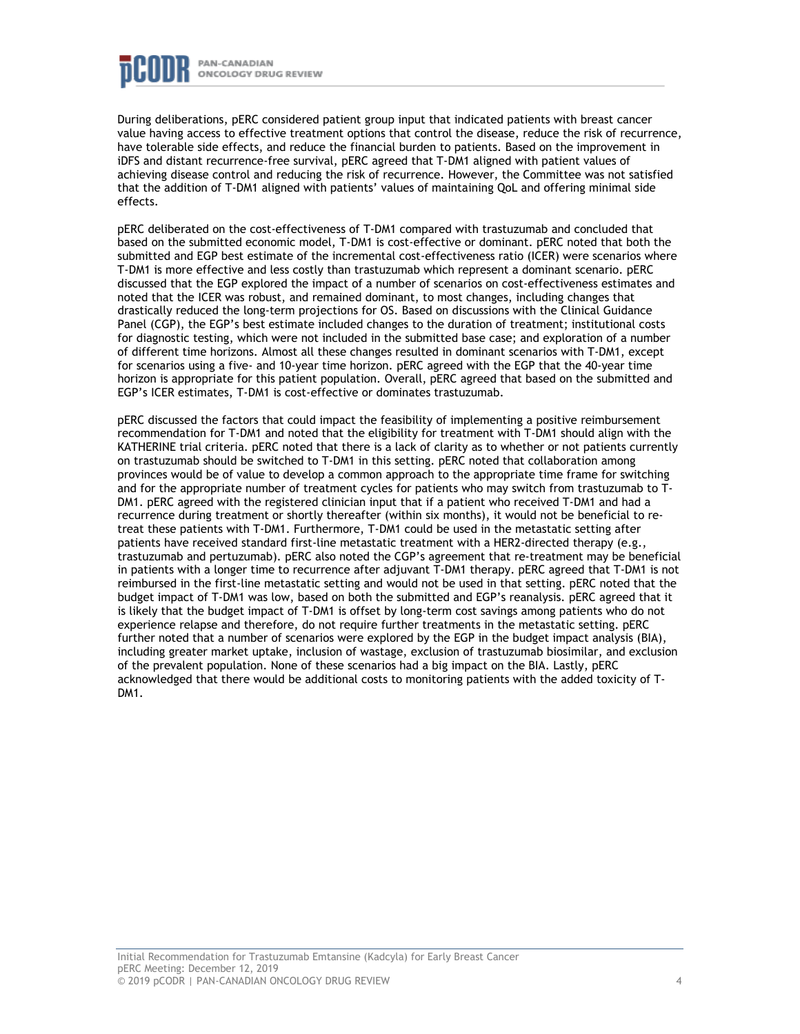During deliberations, pERC considered patient group input that indicated patients with breast cancer value having access to effective treatment options that control the disease, reduce the risk of recurrence, have tolerable side effects, and reduce the financial burden to patients. Based on the improvement in iDFS and distant recurrence-free survival, pERC agreed that T-DM1 aligned with patient values of achieving disease control and reducing the risk of recurrence. However, the Committee was not satisfied that the addition of T-DM1 aligned with patients' values of maintaining QoL and offering minimal side effects.

pERC deliberated on the cost-effectiveness of T-DM1 compared with trastuzumab and concluded that based on the submitted economic model, T-DM1 is cost-effective or dominant. pERC noted that both the submitted and EGP best estimate of the incremental cost-effectiveness ratio (ICER) were scenarios where T-DM1 is more effective and less costly than trastuzumab which represent a dominant scenario. pERC discussed that the EGP explored the impact of a number of scenarios on cost-effectiveness estimates and noted that the ICER was robust, and remained dominant, to most changes, including changes that drastically reduced the long-term projections for OS. Based on discussions with the Clinical Guidance Panel (CGP), the EGP's best estimate included changes to the duration of treatment; institutional costs for diagnostic testing, which were not included in the submitted base case; and exploration of a number of different time horizons. Almost all these changes resulted in dominant scenarios with T-DM1, except for scenarios using a five- and 10-year time horizon. pERC agreed with the EGP that the 40-year time horizon is appropriate for this patient population. Overall, pERC agreed that based on the submitted and EGP's ICER estimates, T-DM1 is cost-effective or dominates trastuzumab.

pERC discussed the factors that could impact the feasibility of implementing a positive reimbursement recommendation for T-DM1 and noted that the eligibility for treatment with T-DM1 should align with the KATHERINE trial criteria. pERC noted that there is a lack of clarity as to whether or not patients currently on trastuzumab should be switched to T-DM1 in this setting. pERC noted that collaboration among provinces would be of value to develop a common approach to the appropriate time frame for switching and for the appropriate number of treatment cycles for patients who may switch from trastuzumab to T-DM1. pERC agreed with the registered clinician input that if a patient who received T-DM1 and had a recurrence during treatment or shortly thereafter (within six months), it would not be beneficial to re-treat these patients with T-DM1. Furthermore, T-DM1 could be used in the metastatic setting after patients have received standard first-line metastatic treatment with a HER2-directed therapy (e.g., trastuzumab and pertuzumab). pERC also noted the CGP's agreement that re-treatment may be beneficial in patients with a longer time to recurrence after adjuvant T-DM1 therapy. pERC agreed that T-DM1 is not reimbursed in the first-line metastatic setting and would not be used in that setting. pERC noted that the budget impact of T-DM1 was low, based on both the submitted and EGP's reanalysis. pERC agreed that it is likely that the budget impact of T-DM1 is offset by long-term cost savings among patients who do not experience relapse and therefore, do not require further treatments in the metastatic setting. pERC further noted that a number of scenarios were explored by the EGP in the budget impact analysis (BIA), including greater market uptake, inclusion of wastage, exclusion of trastuzumab biosimilar, and exclusion of the prevalent population. None of these scenarios had a big impact on the BIA. Lastly, pERC acknowledged that there would be additional costs to monitoring patients with the added toxicity of T-DM1.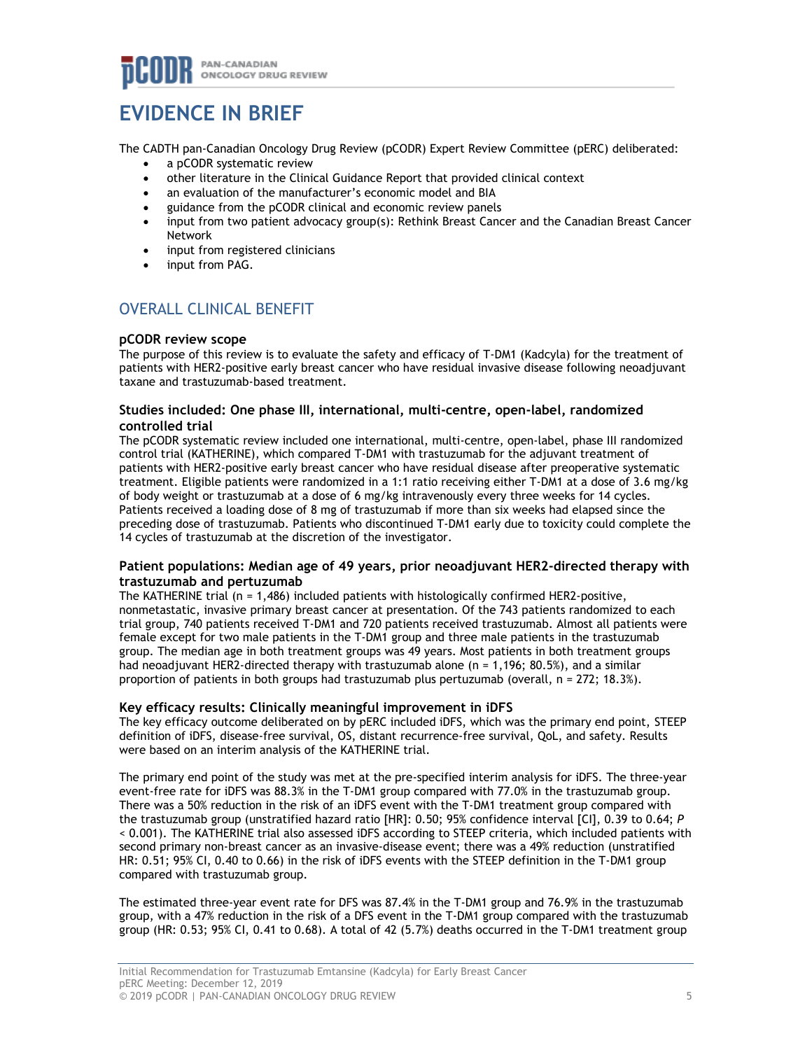# EVIDENCE IN BRIEF

The CADTH pan-Canadian Oncology Drug Review (pCODR) Expert Review Committee (pERC) deliberated:

- a pCODR systematic review
- other literature in the Clinical Guidance Report that provided clinical context
- an evaluation of the manufacturer's economic model and BIA
- guidance from the pCODR clinical and economic review panels
- input from two patient advocacy group(s): Rethink Breast Cancer and the Canadian Breast Cancer Network
- input from registered clinicians
- input from PAG.

## OVERALL CLINICAL BENEFIT

### pCODR review scope

The purpose of this review is to evaluate the safety and efficacy of T-DM1 (Kadcyla) for the treatment of patients with HER2-positive early breast cancer who have residual invasive disease following neoadjuvant taxane and trastuzumab-based treatment.

### Studies included: One phase III, international, multi-centre, open-label, randomized controlled trial

The pCODR systematic review included one international, multi-centre, open-label, phase III randomized control trial (KATHERINE), which compared T-DM1 with trastuzumab for the adjuvant treatment of patients with HER2-positive early breast cancer who have residual disease after preoperative systematic treatment. Eligible patients were randomized in a 1:1 ratio receiving either T-DM1 at a dose of 3.6 mg/kg of body weight or trastuzumab at a dose of 6 mg/kg intravenously every three weeks for 14 cycles. Patients received a loading dose of 8 mg of trastuzumab if more than six weeks had elapsed since the preceding dose of trastuzumab. Patients who discontinued T-DM1 early due to toxicity could complete the 14 cycles of trastuzumab at the discretion of the investigator.

### Patient populations: Median age of 49 years, prior neoadjuvant HER2-directed therapy with trastuzumab and pertuzumab

The KATHERINE trial (n = 1,486) included patients with histologically confirmed HER2-positive, nonmetastatic, invasive primary breast cancer at presentation. Of the 743 patients randomized to each trial group, 740 patients received T-DM1 and 720 patients received trastuzumab. Almost all patients were female except for two male patients in the T-DM1 group and three male patients in the trastuzumab group. The median age in both treatment groups was 49 years. Most patients in both treatment groups had neoadjuvant HER2-directed therapy with trastuzumab alone (n = 1,196; 80.5%), and a similar proportion of patients in both groups had trastuzumab plus pertuzumab (overall, n = 272; 18.3%).

### Key efficacy results: Clinically meaningful improvement in iDFS

The key efficacy outcome deliberated on by pERC included iDFS, which was the primary end point, STEEP definition of iDFS, disease-free survival, OS, distant recurrence-free survival, QoL, and safety. Results were based on an interim analysis of the KATHERINE trial.

The primary end point of the study was met at the pre-specified interim analysis for iDFS. The three-year event-free rate for iDFS was 88.3% in the T-DM1 group compared with 77.0% in the trastuzumab group. There was a 50% reduction in the risk of an iDFS event with the T-DM1 treatment group compared with the trastuzumab group (unstratified hazard ratio [HR]: 0.50; 95% confidence interval [CI], 0.39 to 0.64; *P* < 0.001). The KATHERINE trial also assessed iDFS according to STEEP criteria, which included patients with second primary non-breast cancer as an invasive-disease event; there was a 49% reduction (unstratified HR: 0.51; 95% CI, 0.40 to 0.66) in the risk of iDFS events with the STEEP definition in the T-DM1 group compared with trastuzumab group.

The estimated three-year event rate for DFS was 87.4% in the T-DM1 group and 76.9% in the trastuzumab group, with a 47% reduction in the risk of a DFS event in the T-DM1 group compared with the trastuzumab group (HR: 0.53; 95% CI, 0.41 to 0.68). A total of 42 (5.7%) deaths occurred in the T-DM1 treatment group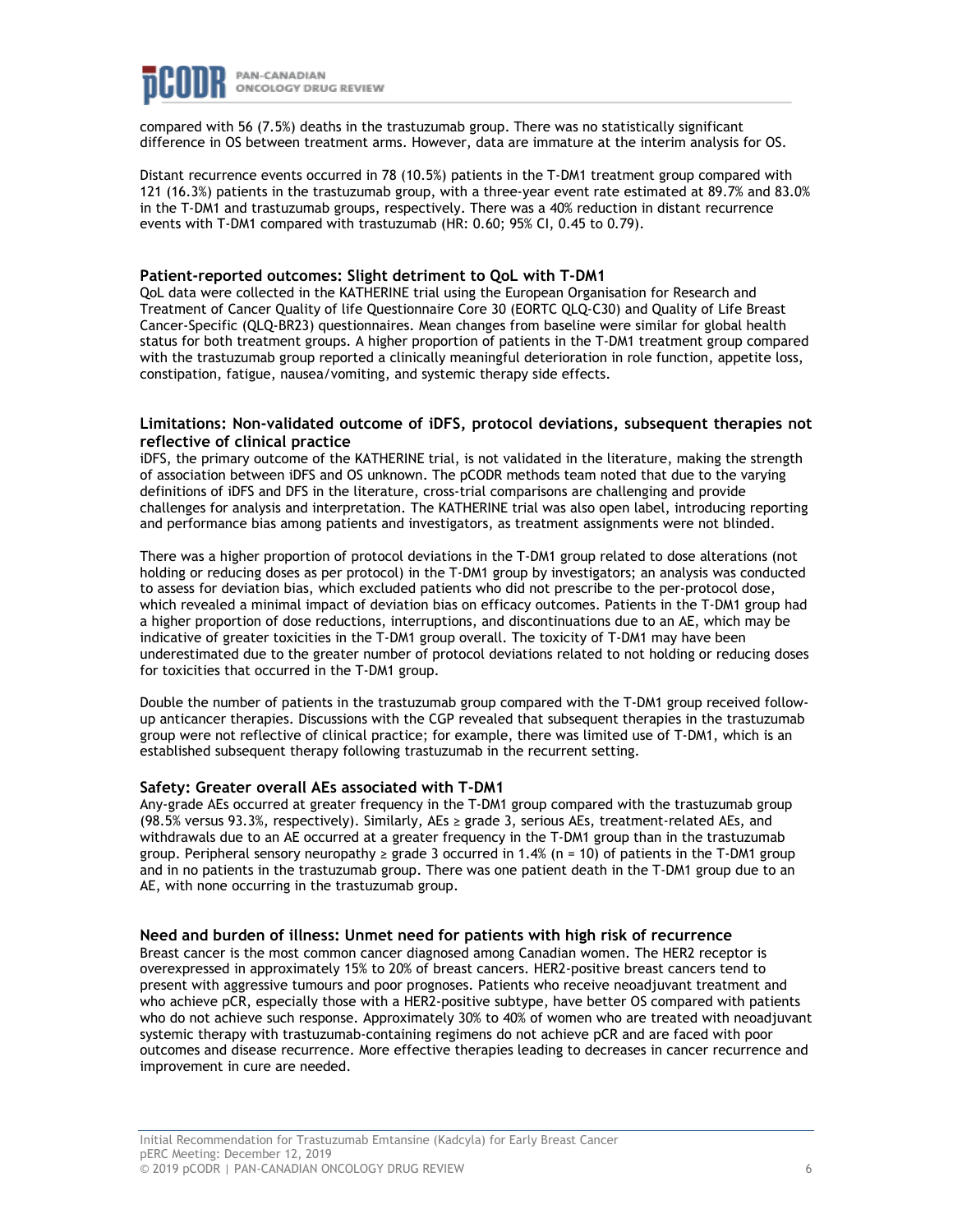compared with 56 (7.5%) deaths in the trastuzumab group. There was no statistically significant difference in OS between treatment arms. However, data are immature at the interim analysis for OS.

Distant recurrence events occurred in 78 (10.5%) patients in the T-DM1 treatment group compared with 121 (16.3%) patients in the trastuzumab group, with a three-year event rate estimated at 89.7% and 83.0% in the T-DM1 and trastuzumab groups, respectively. There was a 40% reduction in distant recurrence events with T-DM1 compared with trastuzumab (HR: 0.60; 95% CI, 0.45 to 0.79).

### Patient-reported outcomes: Slight detriment to QoL with T-DM1

QoL data were collected in the KATHERINE trial using the European Organisation for Research and Treatment of Cancer Quality of life Questionnaire Core 30 (EORTC QLQ-C30) and Quality of Life Breast Cancer-Specific (QLQ-BR23) questionnaires. Mean changes from baseline were similar for global health status for both treatment groups. A higher proportion of patients in the T-DM1 treatment group compared with the trastuzumab group reported a clinically meaningful deterioration in role function, appetite loss, constipation, fatigue, nausea/vomiting, and systemic therapy side effects.

### Limitations: Non-validated outcome of iDFS, protocol deviations, subsequent therapies not reflective of clinical practice

iDFS, the primary outcome of the KATHERINE trial, is not validated in the literature, making the strength of association between iDFS and OS unknown. The pCODR methods team noted that due to the varying definitions of iDFS and DFS in the literature, cross-trial comparisons are challenging and provide challenges for analysis and interpretation. The KATHERINE trial was also open label, introducing reporting and performance bias among patients and investigators, as treatment assignments were not blinded.

There was a higher proportion of protocol deviations in the T-DM1 group related to dose alterations (not holding or reducing doses as per protocol) in the T-DM1 group by investigators; an analysis was conducted to assess for deviation bias, which excluded patients who did not prescribe to the per-protocol dose, which revealed a minimal impact of deviation bias on efficacy outcomes. Patients in the T-DM1 group had a higher proportion of dose reductions, interruptions, and discontinuations due to an AE, which may be indicative of greater toxicities in the T-DM1 group overall. The toxicity of T-DM1 may have been underestimated due to the greater number of protocol deviations related to not holding or reducing doses for toxicities that occurred in the T-DM1 group.

Double the number of patients in the trastuzumab group compared with the T-DM1 group received follow-up anticancer therapies. Discussions with the CGP revealed that subsequent therapies in the trastuzumab group were not reflective of clinical practice; for example, there was limited use of T-DM1, which is an established subsequent therapy following trastuzumab in the recurrent setting.

### Safety: Greater overall AEs associated with T-DM1

Any-grade AEs occurred at greater frequency in the T-DM1 group compared with the trastuzumab group (98.5% versus 93.3%, respectively). Similarly, AEs ≥ grade 3, serious AEs, treatment-related AEs, and withdrawals due to an AE occurred at a greater frequency in the T-DM1 group than in the trastuzumab group. Peripheral sensory neuropathy ≥ grade 3 occurred in 1.4% (n = 10) of patients in the T-DM1 group and in no patients in the trastuzumab group. There was one patient death in the T-DM1 group due to an AE, with none occurring in the trastuzumab group.

### Need and burden of illness: Unmet need for patients with high risk of recurrence

Breast cancer is the most common cancer diagnosed among Canadian women. The HER2 receptor is overexpressed in approximately 15% to 20% of breast cancers. HER2-positive breast cancers tend to present with aggressive tumours and poor prognoses. Patients who receive neoadjuvant treatment and who achieve pCR, especially those with a HER2-positive subtype, have better OS compared with patients who do not achieve such response. Approximately 30% to 40% of women who are treated with neoadjuvant systemic therapy with trastuzumab-containing regimens do not achieve pCR and are faced with poor outcomes and disease recurrence. More effective therapies leading to decreases in cancer recurrence and improvement in cure are needed.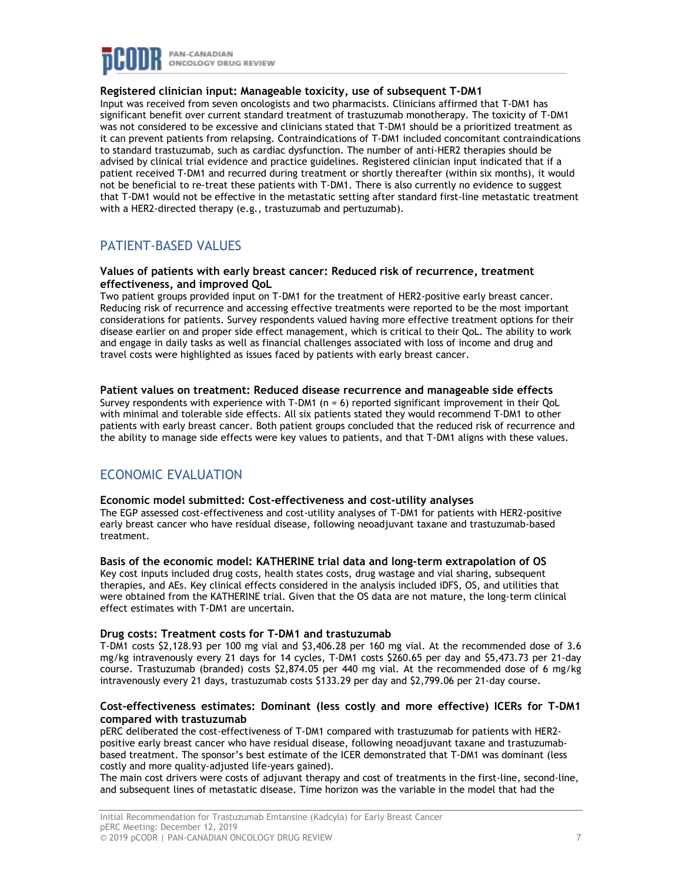#### Registered clinician input: Manageable toxicity, use of subsequent T-DM1

Input was received from seven oncologists and two pharmacists. Clinicians affirmed that T-DM1 has significant benefit over current standard treatment of trastuzumab monotherapy. The toxicity of T-DM1 was not considered to be excessive and clinicians stated that T-DM1 should be a prioritized treatment as it can prevent patients from relapsing. Contraindications of T-DM1 included concomitant contraindications to standard trastuzumab, such as cardiac dysfunction. The number of anti-HER2 therapies should be advised by clinical trial evidence and practice guidelines. Registered clinician input indicated that if a patient received T-DM1 and recurred during treatment or shortly thereafter (within six months), it would not be beneficial to re-treat these patients with T-DM1. There is also currently no evidence to suggest that T-DM1 would not be effective in the metastatic setting after standard first-line metastatic treatment with a HER2-directed therapy (e.g., trastuzumab and pertuzumab).

## PATIENT-BASED VALUES

#### Values of patients with early breast cancer: Reduced risk of recurrence, treatment effectiveness, and improved QoL

Two patient groups provided input on T-DM1 for the treatment of HER2-positive early breast cancer. Reducing risk of recurrence and accessing effective treatments were reported to be the most important considerations for patients. Survey respondents valued having more effective treatment options for their disease earlier on and proper side effect management, which is critical to their QoL. The ability to work and engage in daily tasks as well as financial challenges associated with loss of income and drug and travel costs were highlighted as issues faced by patients with early breast cancer.

#### Patient values on treatment: Reduced disease recurrence and manageable side effects

Survey respondents with experience with T-DM1 (n = 6) reported significant improvement in their QoL with minimal and tolerable side effects. All six patients stated they would recommend T-DM1 to other patients with early breast cancer. Both patient groups concluded that the reduced risk of recurrence and the ability to manage side effects were key values to patients, and that T-DM1 aligns with these values.

## ECONOMIC EVALUATION

#### Economic model submitted: Cost-effectiveness and cost-utility analyses

The EGP assessed cost-effectiveness and cost-utility analyses of T-DM1 for patients with HER2-positive early breast cancer who have residual disease, following neoadjuvant taxane and trastuzumab-based treatment.

#### Basis of the economic model: KATHERINE trial data and long-term extrapolation of OS

Key cost inputs included drug costs, health states costs, drug wastage and vial sharing, subsequent therapies, and AEs. Key clinical effects considered in the analysis included iDFS, OS, and utilities that were obtained from the KATHERINE trial. Given that the OS data are not mature, the long-term clinical effect estimates with T-DM1 are uncertain.

#### Drug costs: Treatment costs for T-DM1 and trastuzumab

T-DM1 costs \$2,128.93 per 100 mg vial and \$3,406.28 per 160 mg vial. At the recommended dose of 3.6 mg/kg intravenously every 21 days for 14 cycles, T-DM1 costs \$260.65 per day and \$5,473.73 per 21-day course. Trastuzumab (branded) costs \$2,874.05 per 440 mg vial. At the recommended dose of 6 mg/kg intravenously every 21 days, trastuzumab costs \$133.29 per day and \$2,799.06 per 21-day course.

#### Cost-effectiveness estimates: Dominant (less costly and more effective) ICERs for T-DM1 compared with trastuzumab

pERC deliberated the cost-effectiveness of T-DM1 compared with trastuzumab for patients with HER2-positive early breast cancer who have residual disease, following neoadjuvant taxane and trastuzumab-based treatment. The sponsor's best estimate of the ICER demonstrated that T-DM1 was dominant (less costly and more quality-adjusted life-years gained).

The main cost drivers were costs of adjuvant therapy and cost of treatments in the first-line, second-line, and subsequent lines of metastatic disease. Time horizon was the variable in the model that had the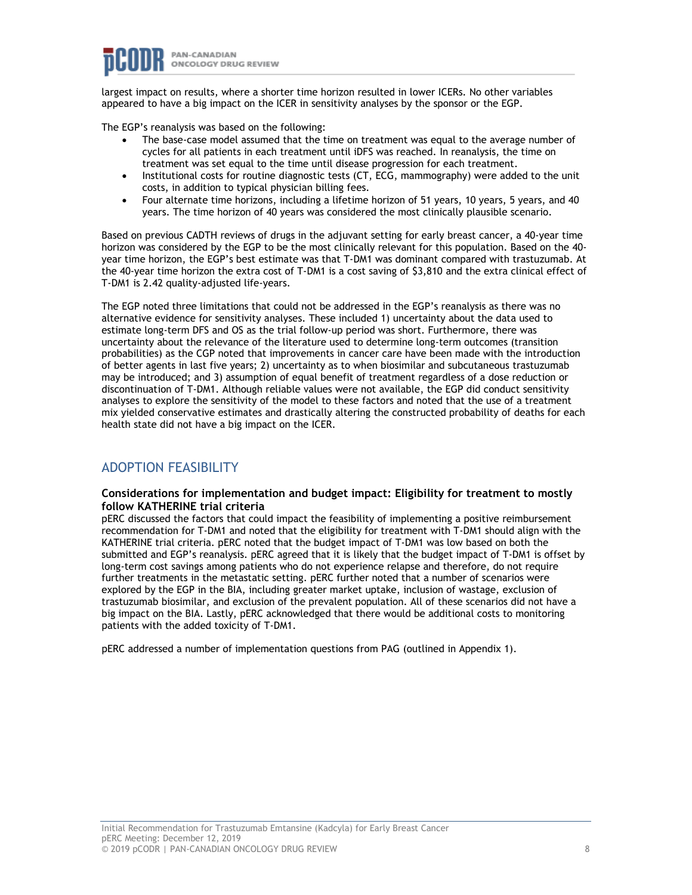largest impact on results, where a shorter time horizon resulted in lower ICERs. No other variables appeared to have a big impact on the ICER in sensitivity analyses by the sponsor or the EGP.

The EGP's reanalysis was based on the following:

- The base-case model assumed that the time on treatment was equal to the average number of cycles for all patients in each treatment until iDFS was reached. In reanalysis, the time on treatment was set equal to the time until disease progression for each treatment.
- Institutional costs for routine diagnostic tests (CT, ECG, mammography) were added to the unit costs, in addition to typical physician billing fees.
- Four alternate time horizons, including a lifetime horizon of 51 years, 10 years, 5 years, and 40 years. The time horizon of 40 years was considered the most clinically plausible scenario.

Based on previous CADTH reviews of drugs in the adjuvant setting for early breast cancer, a 40-year time horizon was considered by the EGP to be the most clinically relevant for this population. Based on the 40-year time horizon, the EGP's best estimate was that T-DM1 was dominant compared with trastuzumab. At the 40-year time horizon the extra cost of T-DM1 is a cost saving of $3,810 and the extra clinical effect of T-DM1 is 2.42 quality-adjusted life-years.

The EGP noted three limitations that could not be addressed in the EGP's reanalysis as there was no alternative evidence for sensitivity analyses. These included 1) uncertainty about the data used to estimate long-term DFS and OS as the trial follow-up period was short. Furthermore, there was uncertainty about the relevance of the literature used to determine long-term outcomes (transition probabilities) as the CGP noted that improvements in cancer care have been made with the introduction of better agents in last five years; 2) uncertainty as to when biosimilar and subcutaneous trastuzumab may be introduced; and 3) assumption of equal benefit of treatment regardless of a dose reduction or discontinuation of T-DM1. Although reliable values were not available, the EGP did conduct sensitivity analyses to explore the sensitivity of the model to these factors and noted that the use of a treatment mix yielded conservative estimates and drastically altering the constructed probability of deaths for each health state did not have a big impact on the ICER.

## ADOPTION FEASIBILITY

### Considerations for implementation and budget impact: Eligibility for treatment to mostly follow KATHERINE trial criteria

pERC discussed the factors that could impact the feasibility of implementing a positive reimbursement recommendation for T-DM1 and noted that the eligibility for treatment with T-DM1 should align with the KATHERINE trial criteria. pERC noted that the budget impact of T-DM1 was low based on both the submitted and EGP's reanalysis. pERC agreed that it is likely that the budget impact of T-DM1 is offset by long-term cost savings among patients who do not experience relapse and therefore, do not require further treatments in the metastatic setting. pERC further noted that a number of scenarios were explored by the EGP in the BIA, including greater market uptake, inclusion of wastage, exclusion of trastuzumab biosimilar, and exclusion of the prevalent population. All of these scenarios did not have a big impact on the BIA. Lastly, pERC acknowledged that there would be additional costs to monitoring patients with the added toxicity of T-DM1.

pERC addressed a number of implementation questions from PAG (outlined in Appendix 1).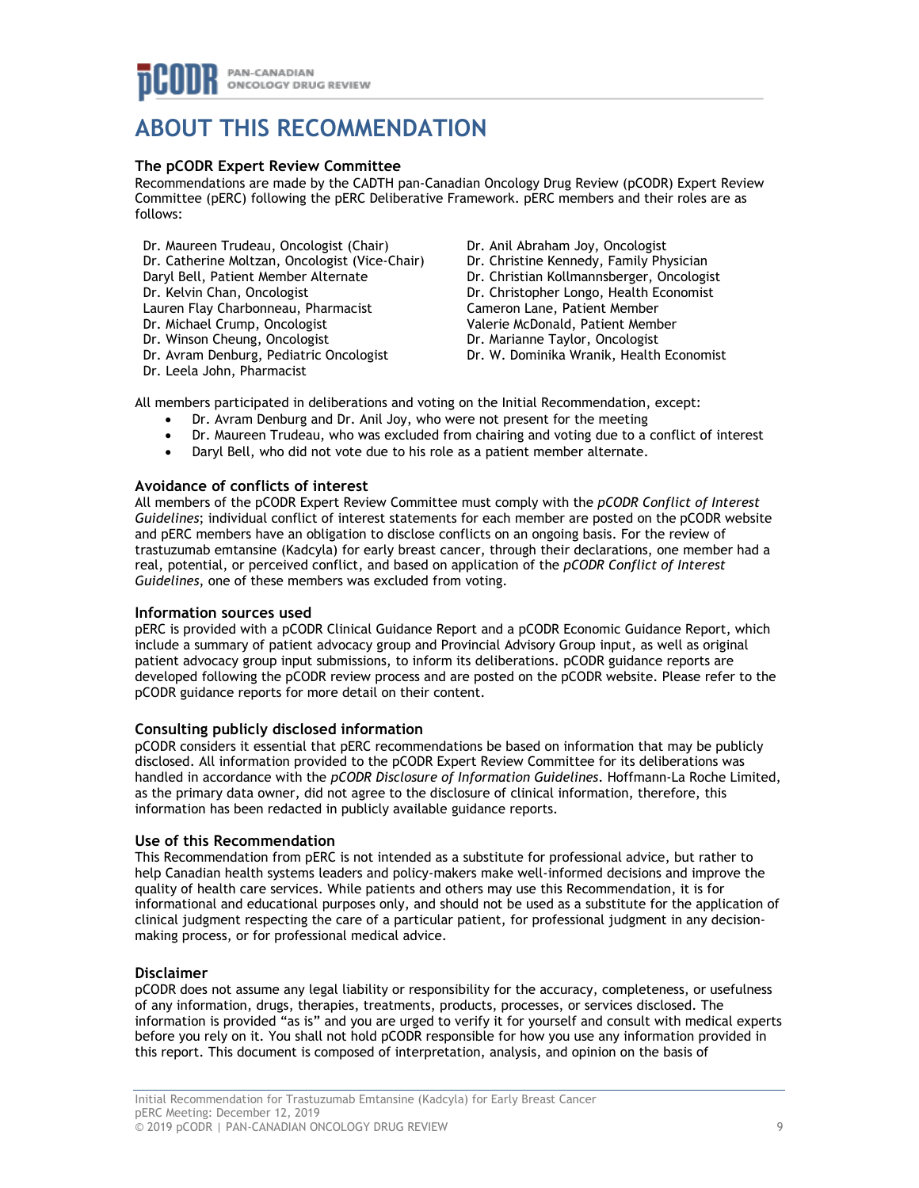# ABOUT THIS RECOMMENDATION

### The pCODR Expert Review Committee

Recommendations are made by the CADTH pan-Canadian Oncology Drug Review (pCODR) Expert Review Committee (pERC) following the pERC Deliberative Framework. pERC members and their roles are as follows:

Dr. Maureen Trudeau, Oncologist (Chair)
Dr. Catherine Moltzan, Oncologist (Vice-Chair)
Daryl Bell, Patient Member Alternate
Dr. Kelvin Chan, Oncologist
Lauren Flay Charbonneau, Pharmacist
Dr. Michael Crump, Oncologist
Dr. Winson Cheung, Oncologist
Dr. Avram Denburg, Pediatric Oncologist
Dr. Leela John, Pharmacist
Dr. Anil Abraham Joy, Oncologist
Dr. Christine Kennedy, Family Physician
Dr. Christian Kollmannsberger, Oncologist
Dr. Christopher Longo, Health Economist
Cameron Lane, Patient Member
Valerie McDonald, Patient Member
Dr. Marianne Taylor, Oncologist
Dr. W. Dominika Wranik, Health Economist

All members participated in deliberations and voting on the Initial Recommendation, except:

- Dr. Avram Denburg and Dr. Anil Joy, who were not present for the meeting
- Dr. Maureen Trudeau, who was excluded from chairing and voting due to a conflict of interest
- Daryl Bell, who did not vote due to his role as a patient member alternate.

### Avoidance of conflicts of interest

All members of the pCODR Expert Review Committee must comply with the *pCODR Conflict of Interest Guidelines*; individual conflict of interest statements for each member are posted on the pCODR website and pERC members have an obligation to disclose conflicts on an ongoing basis. For the review of trastuzumab emtansine (Kadcyla) for early breast cancer, through their declarations, one member had a real, potential, or perceived conflict, and based on application of the *pCODR Conflict of Interest Guidelines*, one of these members was excluded from voting.

### Information sources used

pERC is provided with a pCODR Clinical Guidance Report and a pCODR Economic Guidance Report, which include a summary of patient advocacy group and Provincial Advisory Group input, as well as original patient advocacy group input submissions, to inform its deliberations. pCODR guidance reports are developed following the pCODR review process and are posted on the pCODR website. Please refer to the pCODR guidance reports for more detail on their content.

### Consulting publicly disclosed information

pCODR considers it essential that pERC recommendations be based on information that may be publicly disclosed. All information provided to the pCODR Expert Review Committee for its deliberations was handled in accordance with the *pCODR Disclosure of Information Guidelines*. Hoffmann-La Roche Limited, as the primary data owner, did not agree to the disclosure of clinical information, therefore, this information has been redacted in publicly available guidance reports.

### Use of this Recommendation

This Recommendation from pERC is not intended as a substitute for professional advice, but rather to help Canadian health systems leaders and policy-makers make well-informed decisions and improve the quality of health care services. While patients and others may use this Recommendation, it is for informational and educational purposes only, and should not be used as a substitute for the application of clinical judgment respecting the care of a particular patient, for professional judgment in any decision-making process, or for professional medical advice.

### Disclaimer

pCODR does not assume any legal liability or responsibility for the accuracy, completeness, or usefulness of any information, drugs, therapies, treatments, products, processes, or services disclosed. The information is provided "as is" and you are urged to verify it for yourself and consult with medical experts before you rely on it. You shall not hold pCODR responsible for how you use any information provided in this report. This document is composed of interpretation, analysis, and opinion on the basis of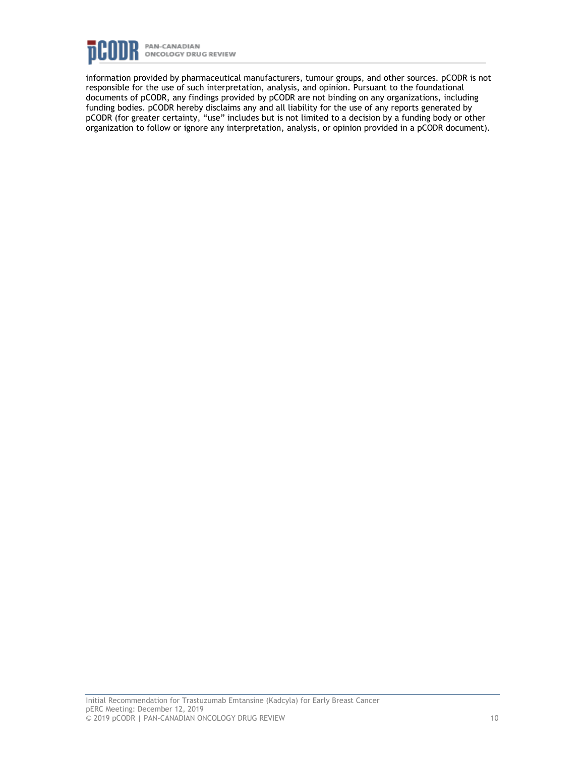information provided by pharmaceutical manufacturers, tumour groups, and other sources. pCODR is not responsible for the use of such interpretation, analysis, and opinion. Pursuant to the foundational documents of pCODR, any findings provided by pCODR are not binding on any organizations, including funding bodies. pCODR hereby disclaims any and all liability for the use of any reports generated by pCODR (for greater certainty, "use" includes but is not limited to a decision by a funding body or other organization to follow or ignore any interpretation, analysis, or opinion provided in a pCODR document).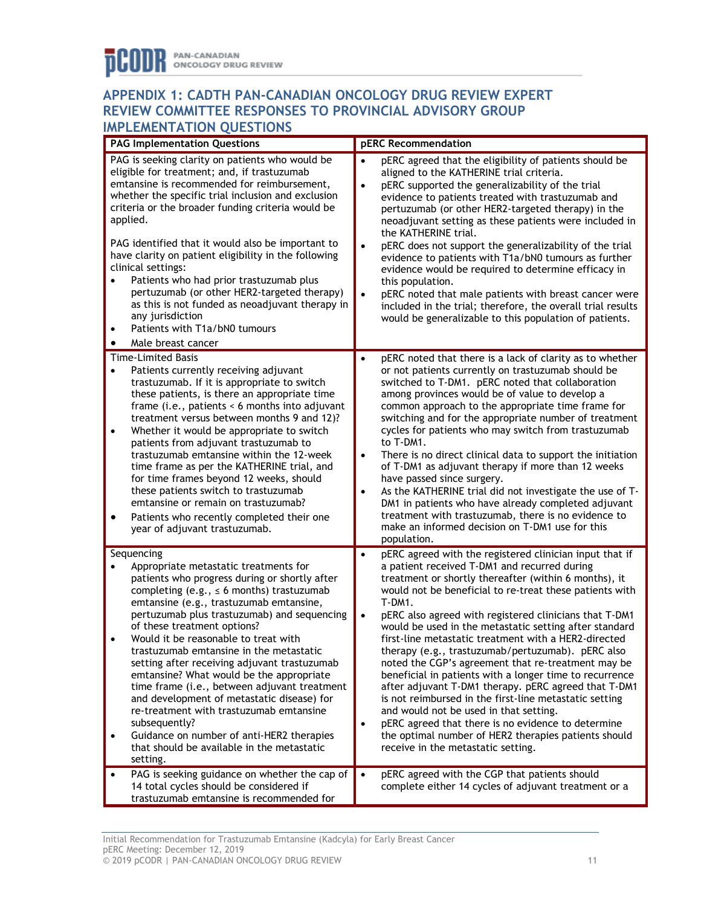## APPENDIX 1: CADTH PAN-CANADIAN ONCOLOGY DRUG REVIEW EXPERT REVIEW COMMITTEE RESPONSES TO PROVINCIAL ADVISORY GROUP IMPLEMENTATION QUESTIONS

| PAG Implementation Questions | pERC Recommendation |
|---|---|
| PAG is seeking clarity on patients who would be eligible for treatment; and, if trastuzumab emtansine is recommended for reimbursement, whether the specific trial inclusion and exclusion criteria or the broader funding criteria would be applied.<br><br>PAG identified that it would also be important to have clarity on patient eligibility in the following clinical settings:<br>• Patients who had prior trastuzumab plus pertuzumab (or other HER2-targeted therapy) as this is not funded as neoadjuvant therapy in any jurisdiction<br>• Patients with T1a/bN0 tumours<br>• Male breast cancer | • pERC agreed that the eligibility of patients should be aligned to the KATHERINE trial criteria.<br>• pERC supported the generalizability of the trial evidence to patients treated with trastuzumab and pertuzumab (or other HER2-targeted therapy) in the neoadjuvant setting as these patients were included in the KATHERINE trial.<br>• pERC does not support the generalizability of the trial evidence to patients with T1a/bN0 tumours as further evidence would be required to determine efficacy in this population.<br>• pERC noted that male patients with breast cancer were included in the trial; therefore, the overall trial results would be generalizable to this population of patients. |
| Time-Limited Basis<br>• Patients currently receiving adjuvant trastuzumab. If it is appropriate to switch these patients, is there an appropriate time frame (i.e., patients < 6 months into adjuvant treatment versus between months 9 and 12)?<br>• Whether it would be appropriate to switch patients from adjuvant trastuzumab to trastuzumab emtansine within the 12-week time frame as per the KATHERINE trial, and for time frames beyond 12 weeks, should these patients switch to trastuzumab emtansine or remain on trastuzumab?<br>• Patients who recently completed their one year of adjuvant trastuzumab. | • pERC noted that there is a lack of clarity as to whether or not patients currently on trastuzumab should be switched to T-DM1. pERC noted that collaboration among provinces would be of value to develop a common approach to the appropriate time frame for switching and for the appropriate number of treatment cycles for patients who may switch from trastuzumab to T-DM1.<br>• There is no direct clinical data to support the initiation of T-DM1 as adjuvant therapy if more than 12 weeks have passed since surgery.<br>• As the KATHERINE trial did not investigate the use of T-DM1 in patients who have already completed adjuvant treatment with trastuzumab, there is no evidence to make an informed decision on T-DM1 use for this population. |
| Sequencing<br>• Appropriate metastatic treatments for patients who progress during or shortly after completing (e.g., ≤ 6 months) trastuzumab emtansine (e.g., trastuzumab emtansine, pertuzumab plus trastuzumab) and sequencing of these treatment options?<br>• Would it be reasonable to treat with trastuzumab emtansine in the metastatic setting after receiving adjuvant trastuzumab emtansine? What would be the appropriate time frame (i.e., between adjuvant treatment and development of metastatic disease) for re-treatment with trastuzumab emtansine subsequently?<br>• Guidance on number of anti-HER2 therapies that should be available in the metastatic setting. | • pERC agreed with the registered clinician input that if a patient received T-DM1 and recurred during treatment or shortly thereafter (within 6 months), it would not be beneficial to re-treat these patients with T-DM1.<br>• pERC also agreed with registered clinicians that T-DM1 would be used in the metastatic setting after standard first-line metastatic treatment with a HER2-directed therapy (e.g., trastuzumab/pertuzumab). pERC also noted the CGP's agreement that re-treatment may be beneficial in patients with a longer time to recurrence after adjuvant T-DM1 therapy. pERC agreed that T-DM1 is not reimbursed in the first-line metastatic setting and would not be used in that setting.<br>• pERC agreed that there is no evidence to determine the optimal number of HER2 therapies patients should receive in the metastatic setting. |
| • PAG is seeking guidance on whether the cap of 14 total cycles should be considered if trastuzumab emtansine is recommended for | • pERC agreed with the CGP that patients should complete either 14 cycles of adjuvant treatment or a |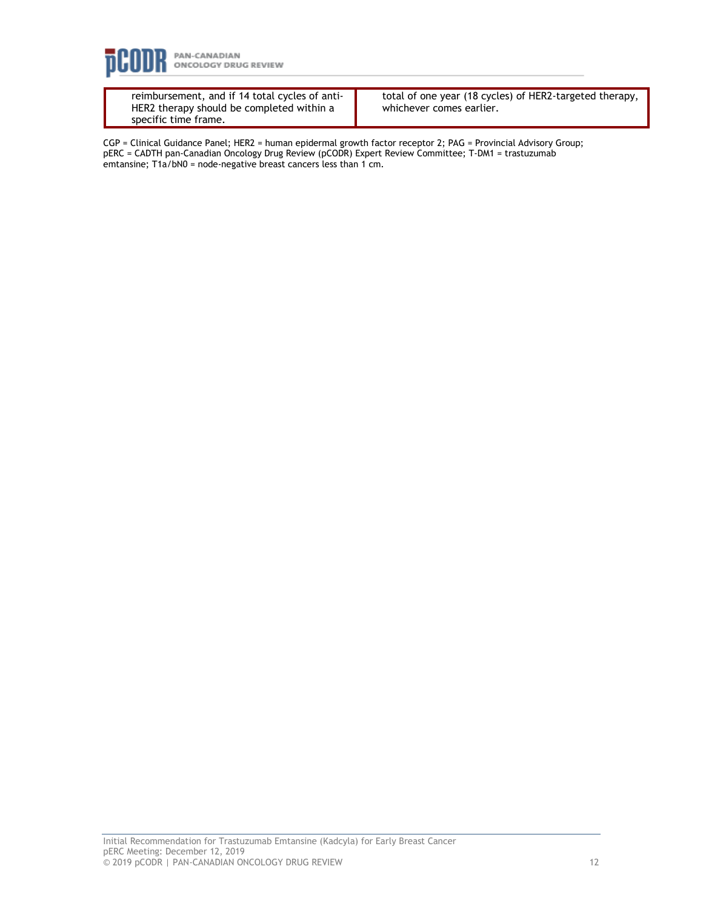| | |
|---|---|
| reimbursement, and if 14 total cycles of anti-HER2 therapy should be completed within a specific time frame. | total of one year (18 cycles) of HER2-targeted therapy, whichever comes earlier. |

CGP = Clinical Guidance Panel; HER2 = human epidermal growth factor receptor 2; PAG = Provincial Advisory Group; pERC = CADTH pan-Canadian Oncology Drug Review (pCODR) Expert Review Committee; T-DM1 = trastuzumab emtansine; T1a/bN0 = node-negative breast cancers less than 1 cm.